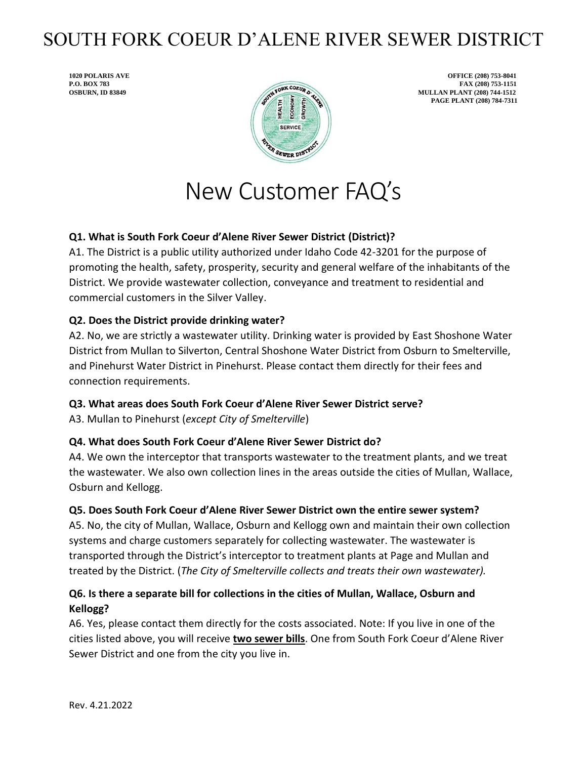# SOUTH FORK COEUR D'ALENE RIVER SEWER DISTRICT

**1020 POLARIS AVE**
**P.O. BOX 783**
**OSBURN, ID 83849**

**OFFICE (208) 753-8041**
**FAX (208) 753-1151**
**MULLAN PLANT (208) 744-1512**
**PAGE PLANT (208) 784-7311**

# New Customer FAQ's

**Q1. What is South Fork Coeur d'Alene River Sewer District (District)?**

A1. The District is a public utility authorized under Idaho Code 42-3201 for the purpose of promoting the health, safety, prosperity, security and general welfare of the inhabitants of the District. We provide wastewater collection, conveyance and treatment to residential and commercial customers in the Silver Valley.

**Q2. Does the District provide drinking water?**

A2. No, we are strictly a wastewater utility. Drinking water is provided by East Shoshone Water District from Mullan to Silverton, Central Shoshone Water District from Osburn to Smelterville, and Pinehurst Water District in Pinehurst. Please contact them directly for their fees and connection requirements.

**Q3. What areas does South Fork Coeur d'Alene River Sewer District serve?**

A3. Mullan to Pinehurst (*except City of Smelterville*)

**Q4. What does South Fork Coeur d'Alene River Sewer District do?**

A4. We own the interceptor that transports wastewater to the treatment plants, and we treat the wastewater. We also own collection lines in the areas outside the cities of Mullan, Wallace, Osburn and Kellogg.

**Q5. Does South Fork Coeur d'Alene River Sewer District own the entire sewer system?**

A5. No, the city of Mullan, Wallace, Osburn and Kellogg own and maintain their own collection systems and charge customers separately for collecting wastewater. The wastewater is transported through the District's interceptor to treatment plants at Page and Mullan and treated by the District. (*The City of Smelterville collects and treats their own wastewater).*

**Q6. Is there a separate bill for collections in the cities of Mullan, Wallace, Osburn and Kellogg?**

A6. Yes, please contact them directly for the costs associated. Note: If you live in one of the cities listed above, you will receive **two sewer bills**. One from South Fork Coeur d'Alene River Sewer District and one from the city you live in.

Rev. 4.21.2022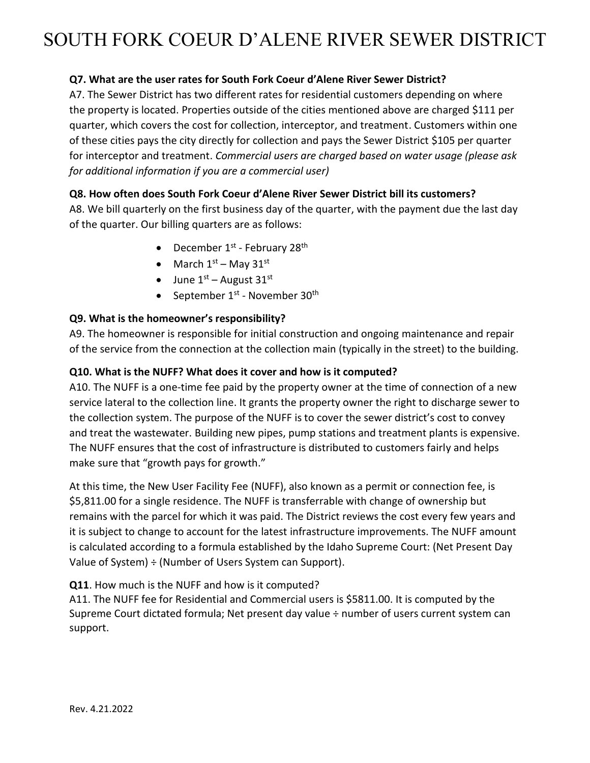**Q7. What are the user rates for South Fork Coeur d'Alene River Sewer District?**

A7. The Sewer District has two different rates for residential customers depending on where the property is located. Properties outside of the cities mentioned above are charged $111 per quarter, which covers the cost for collection, interceptor, and treatment. Customers within one of these cities pays the city directly for collection and pays the Sewer District $105 per quarter for interceptor and treatment. *Commercial users are charged based on water usage (please ask for additional information if you are a commercial user)*

**Q8. How often does South Fork Coeur d'Alene River Sewer District bill its customers?**

A8. We bill quarterly on the first business day of the quarter, with the payment due the last day of the quarter. Our billing quarters are as follows:

- December 1st - February 28th
- March 1st – May 31st
- June 1st – August 31st
- September 1st - November 30th

**Q9. What is the homeowner's responsibility?**

A9. The homeowner is responsible for initial construction and ongoing maintenance and repair of the service from the connection at the collection main (typically in the street) to the building.

**Q10. What is the NUFF? What does it cover and how is it computed?**

A10. The NUFF is a one-time fee paid by the property owner at the time of connection of a new service lateral to the collection line. It grants the property owner the right to discharge sewer to the collection system. The purpose of the NUFF is to cover the sewer district's cost to convey and treat the wastewater. Building new pipes, pump stations and treatment plants is expensive. The NUFF ensures that the cost of infrastructure is distributed to customers fairly and helps make sure that "growth pays for growth."

At this time, the New User Facility Fee (NUFF), also known as a permit or connection fee, is $5,811.00 for a single residence. The NUFF is transferrable with change of ownership but remains with the parcel for which it was paid. The District reviews the cost every few years and it is subject to change to account for the latest infrastructure improvements. The NUFF amount is calculated according to a formula established by the Idaho Supreme Court: (Net Present Day Value of System) ÷ (Number of Users System can Support).

**Q11**. How much is the NUFF and how is it computed?

A11. The NUFF fee for Residential and Commercial users is $5811.00. It is computed by the Supreme Court dictated formula; Net present day value ÷ number of users current system can support.

Rev. 4.21.2022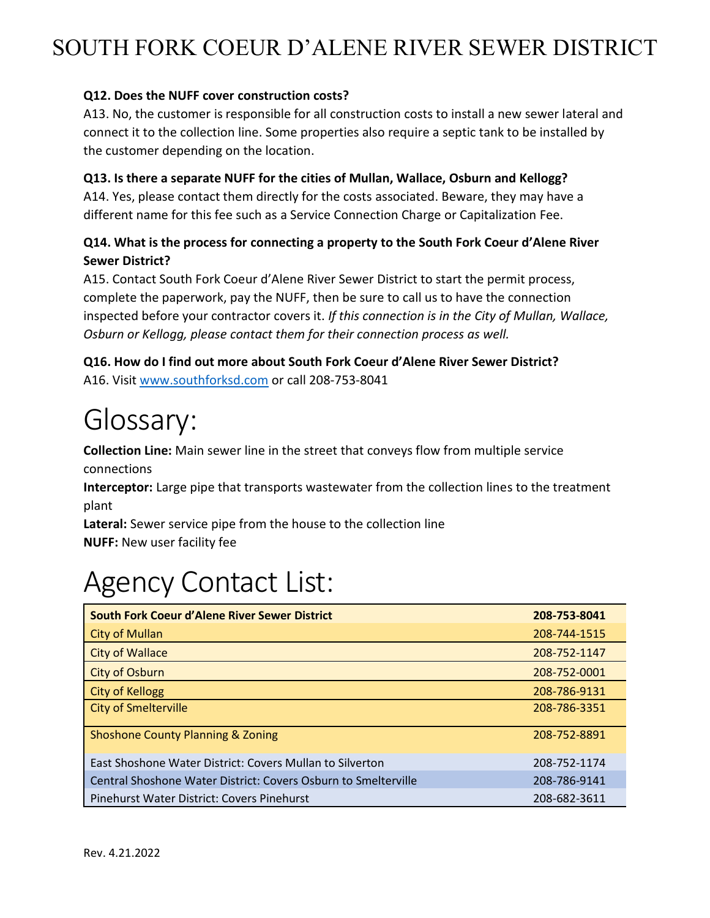**Q12. Does the NUFF cover construction costs?**

A13. No, the customer is responsible for all construction costs to install a new sewer lateral and connect it to the collection line. Some properties also require a septic tank to be installed by the customer depending on the location.

**Q13. Is there a separate NUFF for the cities of Mullan, Wallace, Osburn and Kellogg?**

A14. Yes, please contact them directly for the costs associated. Beware, they may have a different name for this fee such as a Service Connection Charge or Capitalization Fee.

**Q14. What is the process for connecting a property to the South Fork Coeur d'Alene River Sewer District?**

A15. Contact South Fork Coeur d'Alene River Sewer District to start the permit process, complete the paperwork, pay the NUFF, then be sure to call us to have the connection inspected before your contractor covers it. *If this connection is in the City of Mullan, Wallace, Osburn or Kellogg, please contact them for their connection process as well.*

**Q16. How do I find out more about South Fork Coeur d'Alene River Sewer District?**

A16. Visit www.southforksd.com or call 208-753-8041

# Glossary:

**Collection Line:** Main sewer line in the street that conveys flow from multiple service connections

**Interceptor:** Large pipe that transports wastewater from the collection lines to the treatment plant

**Lateral:** Sewer service pipe from the house to the collection line

**NUFF:** New user facility fee

# Agency Contact List:

| | |
|---|---|
| **South Fork Coeur d'Alene River Sewer District** | **208-753-8041** |
| City of Mullan | 208-744-1515 |
| City of Wallace | 208-752-1147 |
| City of Osburn | 208-752-0001 |
| City of Kellogg | 208-786-9131 |
| City of Smelterville | 208-786-3351 |
| Shoshone County Planning & Zoning | 208-752-8891 |
| East Shoshone Water District: Covers Mullan to Silverton | 208-752-1174 |
| Central Shoshone Water District: Covers Osburn to Smelterville | 208-786-9141 |
| Pinehurst Water District: Covers Pinehurst | 208-682-3611 |

Rev. 4.21.2022